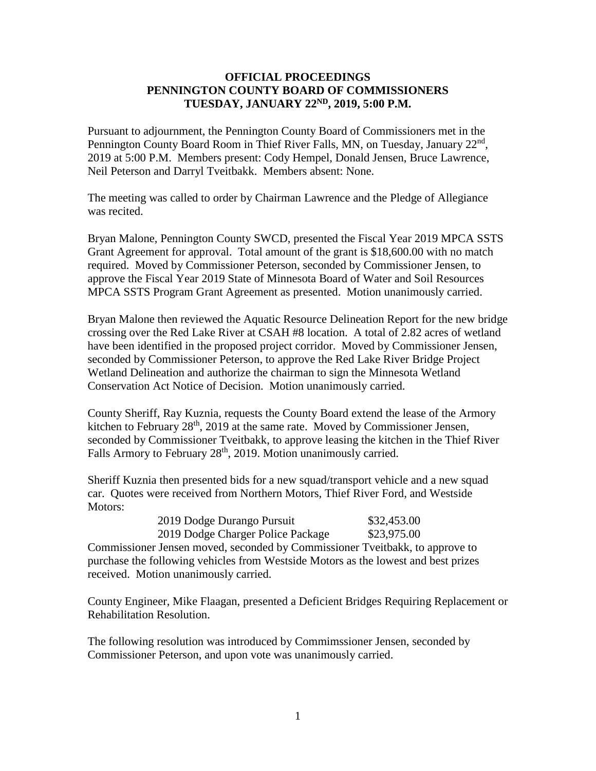**OFFICIAL PROCEEDINGS**
**PENNINGTON COUNTY BOARD OF COMMISSIONERS**
**TUESDAY, JANUARY 22ND, 2019, 5:00 P.M.**

Pursuant to adjournment, the Pennington County Board of Commissioners met in the Pennington County Board Room in Thief River Falls, MN, on Tuesday, January 22nd, 2019 at 5:00 P.M. Members present: Cody Hempel, Donald Jensen, Bruce Lawrence, Neil Peterson and Darryl Tveitbakk. Members absent: None.

The meeting was called to order by Chairman Lawrence and the Pledge of Allegiance was recited.

Bryan Malone, Pennington County SWCD, presented the Fiscal Year 2019 MPCA SSTS Grant Agreement for approval. Total amount of the grant is $18,600.00 with no match required. Moved by Commissioner Peterson, seconded by Commissioner Jensen, to approve the Fiscal Year 2019 State of Minnesota Board of Water and Soil Resources MPCA SSTS Program Grant Agreement as presented. Motion unanimously carried.

Bryan Malone then reviewed the Aquatic Resource Delineation Report for the new bridge crossing over the Red Lake River at CSAH #8 location. A total of 2.82 acres of wetland have been identified in the proposed project corridor. Moved by Commissioner Jensen, seconded by Commissioner Peterson, to approve the Red Lake River Bridge Project Wetland Delineation and authorize the chairman to sign the Minnesota Wetland Conservation Act Notice of Decision. Motion unanimously carried.

County Sheriff, Ray Kuznia, requests the County Board extend the lease of the Armory kitchen to February 28th, 2019 at the same rate. Moved by Commissioner Jensen, seconded by Commissioner Tveitbakk, to approve leasing the kitchen in the Thief River Falls Armory to February 28th, 2019. Motion unanimously carried.

Sheriff Kuznia then presented bids for a new squad/transport vehicle and a new squad car. Quotes were received from Northern Motors, Thief River Ford, and Westside Motors:

| | |
|---|---|
| 2019 Dodge Durango Pursuit | $32,453.00 |
| 2019 Dodge Charger Police Package | $23,975.00 |

Commissioner Jensen moved, seconded by Commissioner Tveitbakk, to approve to purchase the following vehicles from Westside Motors as the lowest and best prizes received. Motion unanimously carried.

County Engineer, Mike Flaagan, presented a Deficient Bridges Requiring Replacement or Rehabilitation Resolution.

The following resolution was introduced by Commimssioner Jensen, seconded by Commissioner Peterson, and upon vote was unanimously carried.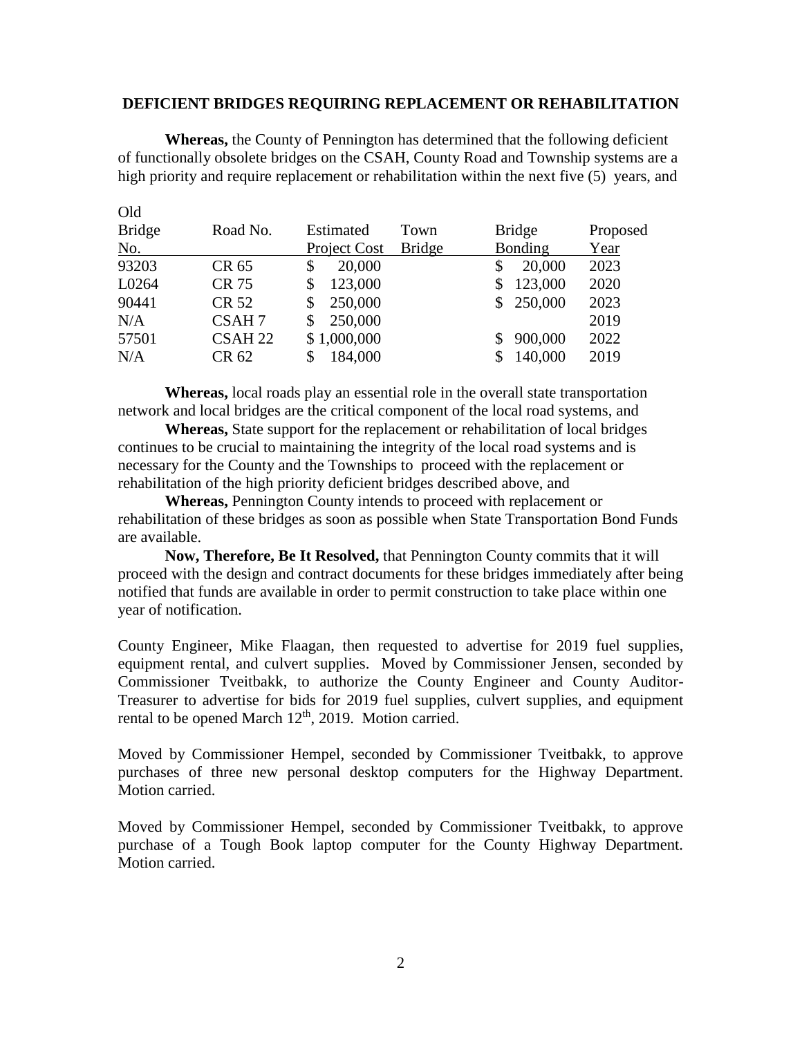**DEFICIENT BRIDGES REQUIRING REPLACEMENT OR REHABILITATION**

**Whereas,** the County of Pennington has determined that the following deficient of functionally obsolete bridges on the CSAH, County Road and Township systems are a high priority and require replacement or rehabilitation within the next five (5) years, and

| Old Bridge No. | Road No. | Estimated Project Cost | Town Bridge | Bridge Bonding | Proposed Year |
|---|---|---|---|---|---|
| 93203 | CR 65 | $ 20,000 | | $ 20,000 | 2023 |
| L0264 | CR 75 | $ 123,000 | | $ 123,000 | 2020 |
| 90441 | CR 52 | $ 250,000 | | $ 250,000 | 2023 |
| N/A | CSAH 7 | $ 250,000 | | | 2019 |
| 57501 | CSAH 22 | $ 1,000,000 | | $ 900,000 | 2022 |
| N/A | CR 62 | $ 184,000 | | $ 140,000 | 2019 |

**Whereas,** local roads play an essential role in the overall state transportation network and local bridges are the critical component of the local road systems, and

**Whereas,** State support for the replacement or rehabilitation of local bridges continues to be crucial to maintaining the integrity of the local road systems and is necessary for the County and the Townships to proceed with the replacement or rehabilitation of the high priority deficient bridges described above, and

**Whereas,** Pennington County intends to proceed with replacement or rehabilitation of these bridges as soon as possible when State Transportation Bond Funds are available.

**Now, Therefore, Be It Resolved,** that Pennington County commits that it will proceed with the design and contract documents for these bridges immediately after being notified that funds are available in order to permit construction to take place within one year of notification.

County Engineer, Mike Flaagan, then requested to advertise for 2019 fuel supplies, equipment rental, and culvert supplies. Moved by Commissioner Jensen, seconded by Commissioner Tveitbakk, to authorize the County Engineer and County Auditor-Treasurer to advertise for bids for 2019 fuel supplies, culvert supplies, and equipment rental to be opened March 12th, 2019. Motion carried.

Moved by Commissioner Hempel, seconded by Commissioner Tveitbakk, to approve purchases of three new personal desktop computers for the Highway Department. Motion carried.

Moved by Commissioner Hempel, seconded by Commissioner Tveitbakk, to approve purchase of a Tough Book laptop computer for the County Highway Department. Motion carried.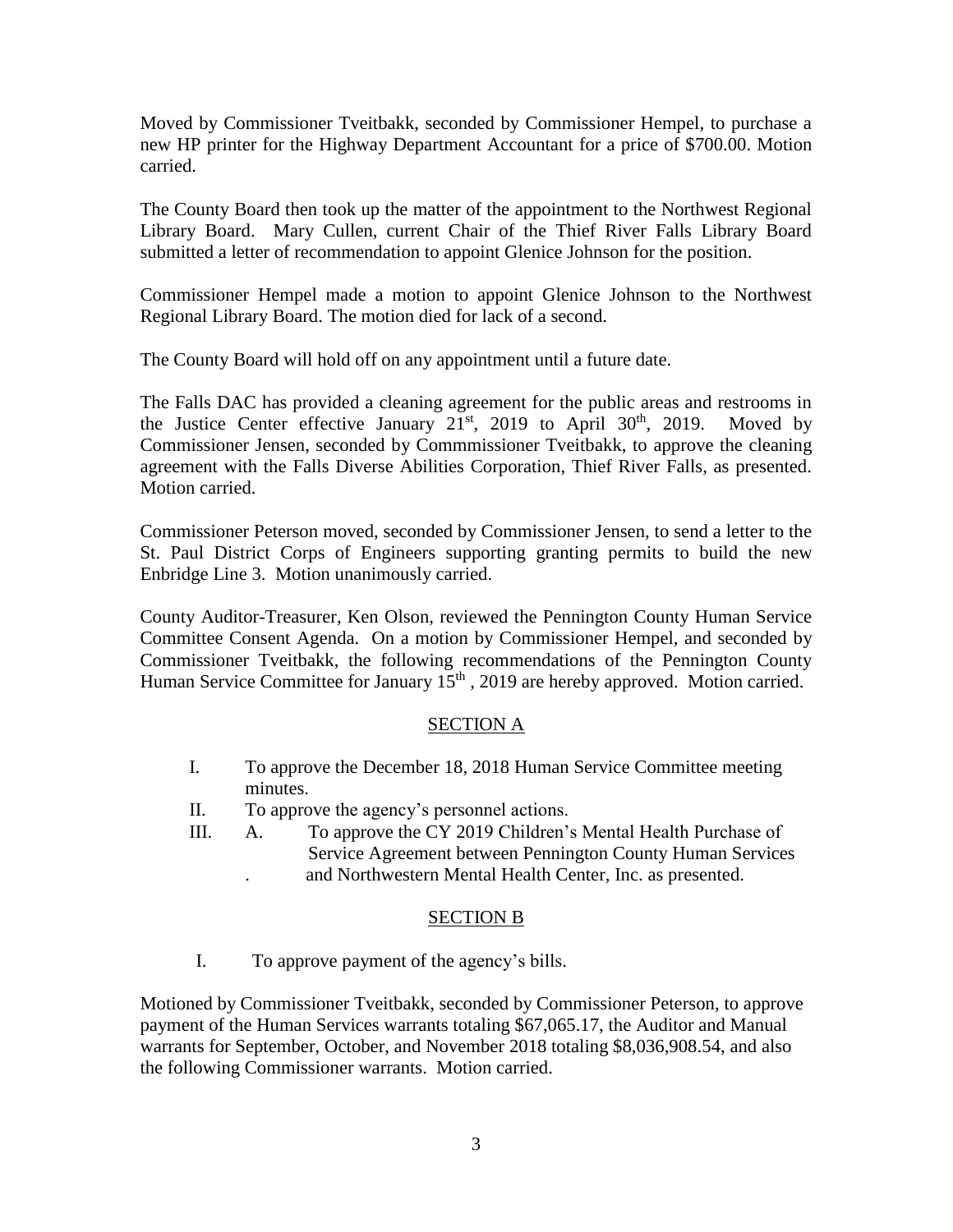Moved by Commissioner Tveitbakk, seconded by Commissioner Hempel, to purchase a new HP printer for the Highway Department Accountant for a price of $700.00. Motion carried.

The County Board then took up the matter of the appointment to the Northwest Regional Library Board. Mary Cullen, current Chair of the Thief River Falls Library Board submitted a letter of recommendation to appoint Glenice Johnson for the position.

Commissioner Hempel made a motion to appoint Glenice Johnson to the Northwest Regional Library Board. The motion died for lack of a second.

The County Board will hold off on any appointment until a future date.

The Falls DAC has provided a cleaning agreement for the public areas and restrooms in the Justice Center effective January 21st, 2019 to April 30th, 2019. Moved by Commissioner Jensen, seconded by Commmissioner Tveitbakk, to approve the cleaning agreement with the Falls Diverse Abilities Corporation, Thief River Falls, as presented. Motion carried.

Commissioner Peterson moved, seconded by Commissioner Jensen, to send a letter to the St. Paul District Corps of Engineers supporting granting permits to build the new Enbridge Line 3. Motion unanimously carried.

County Auditor-Treasurer, Ken Olson, reviewed the Pennington County Human Service Committee Consent Agenda. On a motion by Commissioner Hempel, and seconded by Commissioner Tveitbakk, the following recommendations of the Pennington County Human Service Committee for January 15th , 2019 are hereby approved. Motion carried.

<u>SECTION A</u>

I. To approve the December 18, 2018 Human Service Committee meeting minutes.

II. To approve the agency's personnel actions.

III. A. To approve the CY 2019 Children's Mental Health Purchase of Service Agreement between Pennington County Human Services and Northwestern Mental Health Center, Inc. as presented.

<u>SECTION B</u>

I. To approve payment of the agency's bills.

Motioned by Commissioner Tveitbakk, seconded by Commissioner Peterson, to approve payment of the Human Services warrants totaling $67,065.17, the Auditor and Manual warrants for September, October, and November 2018 totaling $8,036,908.54, and also the following Commissioner warrants. Motion carried.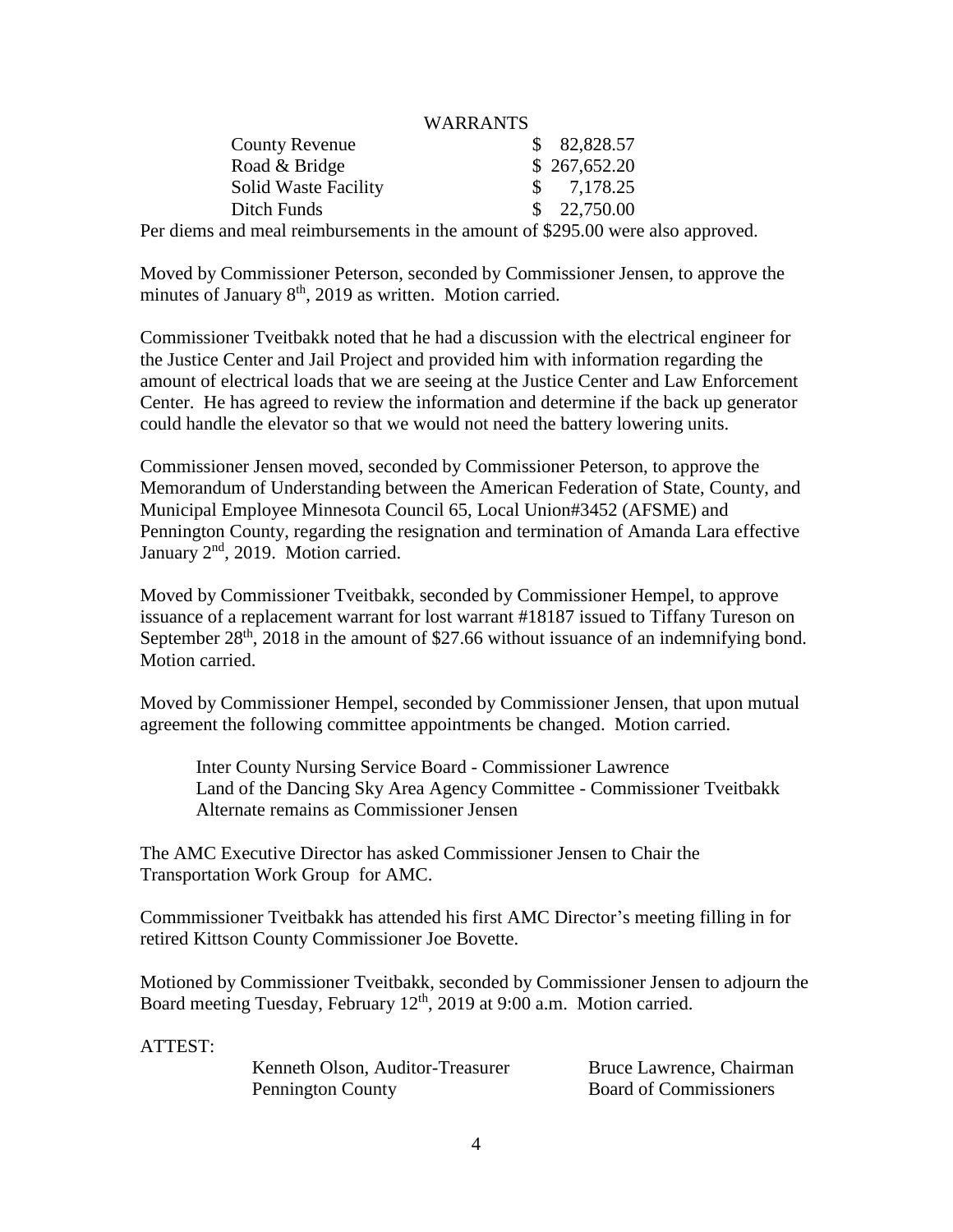WARRANTS

| | |
|---|---|
| County Revenue | $ 82,828.57 |
| Road & Bridge | $ 267,652.20 |
| Solid Waste Facility | $ 7,178.25 |
| Ditch Funds | $ 22,750.00 |

Per diems and meal reimbursements in the amount of $295.00 were also approved.

Moved by Commissioner Peterson, seconded by Commissioner Jensen, to approve the minutes of January 8th, 2019 as written. Motion carried.

Commissioner Tveitbakk noted that he had a discussion with the electrical engineer for the Justice Center and Jail Project and provided him with information regarding the amount of electrical loads that we are seeing at the Justice Center and Law Enforcement Center. He has agreed to review the information and determine if the back up generator could handle the elevator so that we would not need the battery lowering units.

Commissioner Jensen moved, seconded by Commissioner Peterson, to approve the Memorandum of Understanding between the American Federation of State, County, and Municipal Employee Minnesota Council 65, Local Union#3452 (AFSME) and Pennington County, regarding the resignation and termination of Amanda Lara effective January 2nd, 2019. Motion carried.

Moved by Commissioner Tveitbakk, seconded by Commissioner Hempel, to approve issuance of a replacement warrant for lost warrant #18187 issued to Tiffany Tureson on September 28th, 2018 in the amount of $27.66 without issuance of an indemnifying bond. Motion carried.

Moved by Commissioner Hempel, seconded by Commissioner Jensen, that upon mutual agreement the following committee appointments be changed. Motion carried.

Inter County Nursing Service Board - Commissioner Lawrence
Land of the Dancing Sky Area Agency Committee - Commissioner Tveitbakk
Alternate remains as Commissioner Jensen

The AMC Executive Director has asked Commissioner Jensen to Chair the Transportation Work Group for AMC.

Commmissioner Tveitbakk has attended his first AMC Director's meeting filling in for retired Kittson County Commissioner Joe Bovette.

Motioned by Commissioner Tveitbakk, seconded by Commissioner Jensen to adjourn the Board meeting Tuesday, February 12th, 2019 at 9:00 a.m. Motion carried.

ATTEST:

| | |
|---|---|
| Kenneth Olson, Auditor-Treasurer | Bruce Lawrence, Chairman |
| Pennington County | Board of Commissioners |